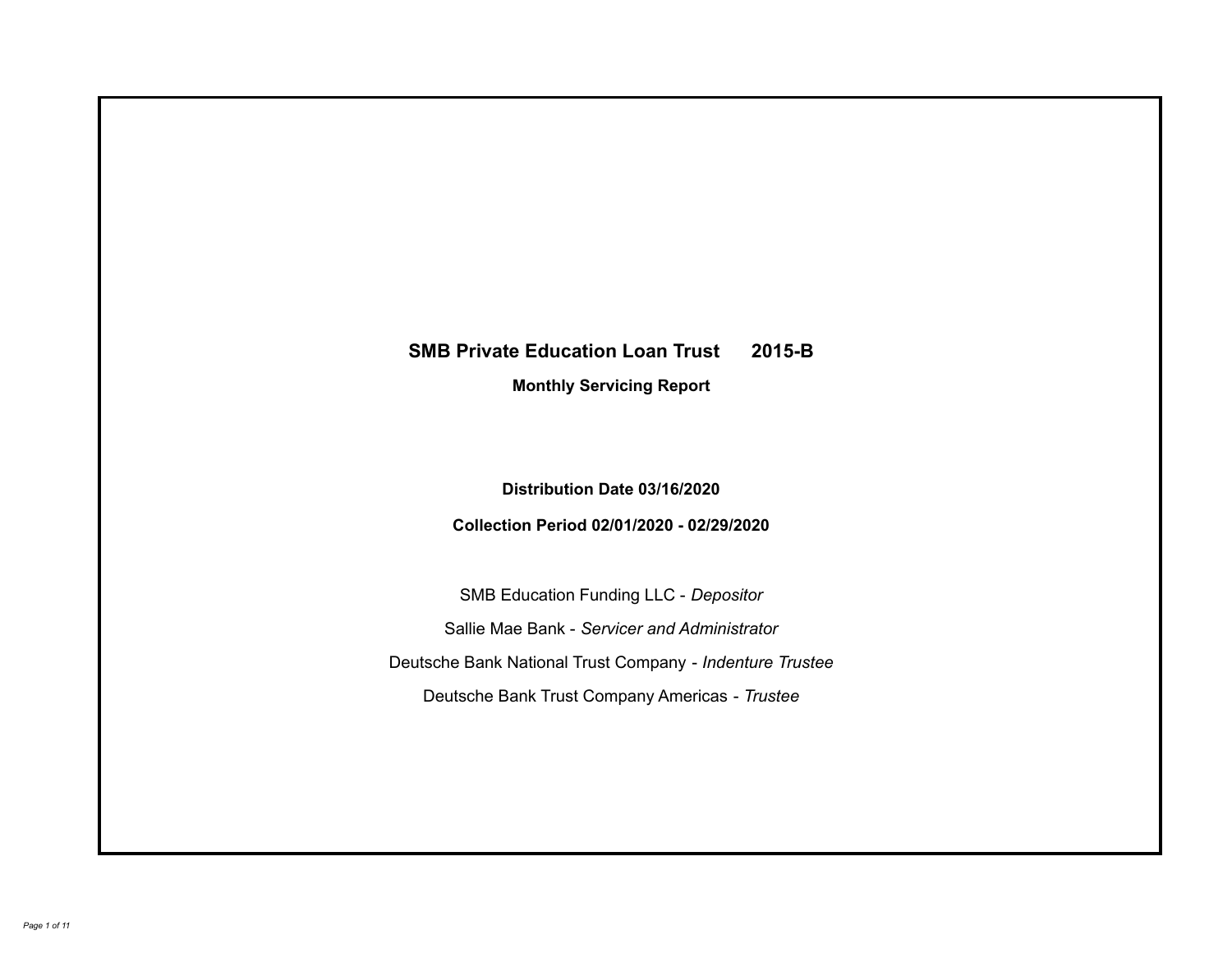# SMB Private Education Loan Trust 2015-B

## Monthly Servicing Report

**Distribution Date 03/16/2020**

**Collection Period 02/01/2020 - 02/29/2020**

SMB Education Funding LLC - *Depositor*

Sallie Mae Bank - *Servicer and Administrator*

Deutsche Bank National Trust Company - *Indenture Trustee*

Deutsche Bank Trust Company Americas - *Trustee*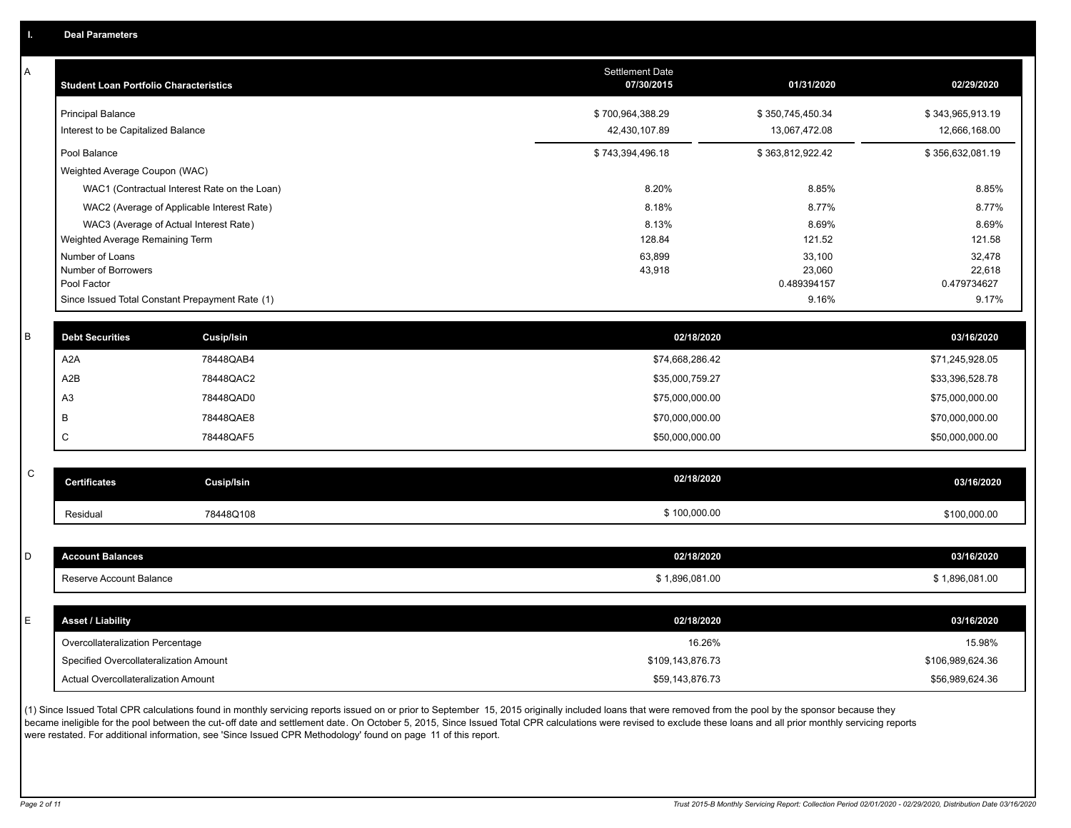## I. Deal Parameters

### A

| Student Loan Portfolio Characteristics | Settlement Date 07/30/2015 | 01/31/2020 | 02/29/2020 |
|---|---|---|---|
| Principal Balance | $ 700,964,388.29 | $ 350,745,450.34 | $ 343,965,913.19 |
| Interest to be Capitalized Balance | 42,430,107.89 | 13,067,472.08 | 12,666,168.00 |
| Pool Balance | $ 743,394,496.18 | $ 363,812,922.42 | $ 356,632,081.19 |
| Weighted Average Coupon (WAC) | | | |
| WAC1 (Contractual Interest Rate on the Loan) | 8.20% | 8.85% | 8.85% |
| WAC2 (Average of Applicable Interest Rate) | 8.18% | 8.77% | 8.77% |
| WAC3 (Average of Actual Interest Rate) | 8.13% | 8.69% | 8.69% |
| Weighted Average Remaining Term | 128.84 | 121.52 | 121.58 |
| Number of Loans | 63,899 | 33,100 | 32,478 |
| Number of Borrowers | 43,918 | 23,060 | 22,618 |
| Pool Factor | | 0.489394157 | 0.479734627 |
| Since Issued Total Constant Prepayment Rate (1) | | 9.16% | 9.17% |

### B

| Debt Securities | Cusip/Isin | 02/18/2020 | 03/16/2020 |
|---|---|---|---|
| A2A | 78448QAB4 | $74,668,286.42 | $71,245,928.05 |
| A2B | 78448QAC2 | $35,000,759.27 | $33,396,528.78 |
| A3 | 78448QAD0 | $75,000,000.00 | $75,000,000.00 |
| B | 78448QAE8 | $70,000,000.00 | $70,000,000.00 |
| C | 78448QAF5 | $50,000,000.00 | $50,000,000.00 |

### C

| Certificates | Cusip/Isin | 02/18/2020 | 03/16/2020 |
|---|---|---|---|
| Residual | 78448Q108 | $ 100,000.00 | $100,000.00 |

### D

| Account Balances | 02/18/2020 | 03/16/2020 |
|---|---|---|
| Reserve Account Balance | $ 1,896,081.00 | $ 1,896,081.00 |

### E

| Asset / Liability | 02/18/2020 | 03/16/2020 |
|---|---|---|
| Overcollateralization Percentage | 16.26% | 15.98% |
| Specified Overcollateralization Amount | $109,143,876.73 | $106,989,624.36 |
| Actual Overcollateralization Amount | $59,143,876.73 | $56,989,624.36 |

(1) Since Issued Total CPR calculations found in monthly servicing reports issued on or prior to September 15, 2015 originally included loans that were removed from the pool by the sponsor because they became ineligible for the pool between the cut-off date and settlement date. On October 5, 2015, Since Issued Total CPR calculations were revised to exclude these loans and all prior monthly servicing reports were restated. For additional information, see 'Since Issued CPR Methodology' found on page 11 of this report.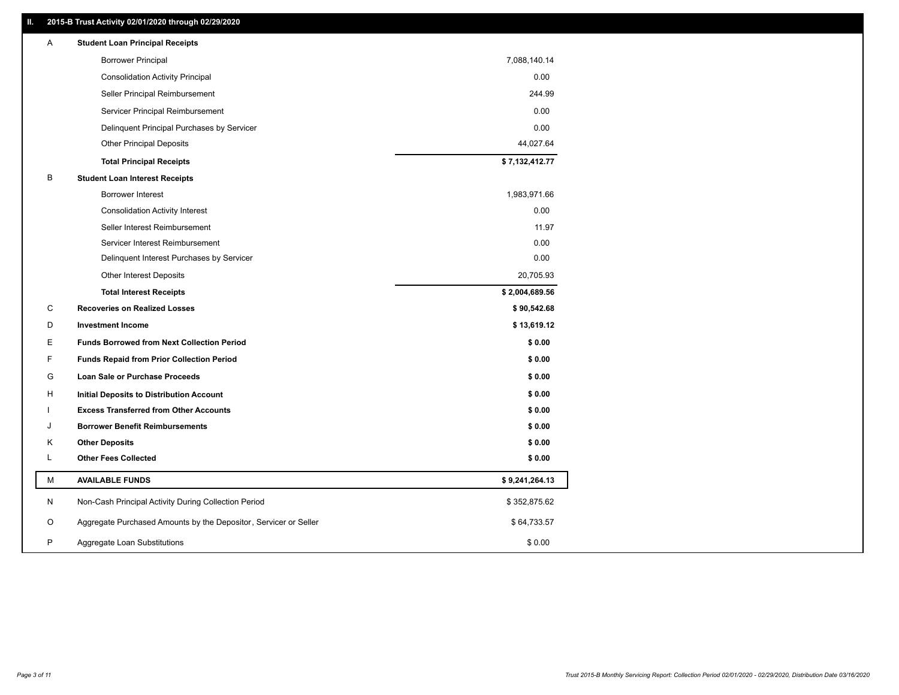## II. 2015-B Trust Activity 02/01/2020 through 02/29/2020

| | | |
|---|---|---|
| A | **Student Loan Principal Receipts** | |
| | Borrower Principal | 7,088,140.14 |
| | Consolidation Activity Principal | 0.00 |
| | Seller Principal Reimbursement | 244.99 |
| | Servicer Principal Reimbursement | 0.00 |
| | Delinquent Principal Purchases by Servicer | 0.00 |
| | Other Principal Deposits | 44,027.64 |
| | **Total Principal Receipts** | **$ 7,132,412.77** |
| B | **Student Loan Interest Receipts** | |
| | Borrower Interest | 1,983,971.66 |
| | Consolidation Activity Interest | 0.00 |
| | Seller Interest Reimbursement | 11.97 |
| | Servicer Interest Reimbursement | 0.00 |
| | Delinquent Interest Purchases by Servicer | 0.00 |
| | Other Interest Deposits | 20,705.93 |
| | **Total Interest Receipts** | **$ 2,004,689.56** |
| C | **Recoveries on Realized Losses** | **$ 90,542.68** |
| D | **Investment Income** | **$ 13,619.12** |
| E | **Funds Borrowed from Next Collection Period** | **$ 0.00** |
| F | **Funds Repaid from Prior Collection Period** | **$ 0.00** |
| G | **Loan Sale or Purchase Proceeds** | **$ 0.00** |
| H | **Initial Deposits to Distribution Account** | **$ 0.00** |
| I | **Excess Transferred from Other Accounts** | **$ 0.00** |
| J | **Borrower Benefit Reimbursements** | **$ 0.00** |
| K | **Other Deposits** | **$ 0.00** |
| L | **Other Fees Collected** | **$ 0.00** |
| M | **AVAILABLE FUNDS** | **$ 9,241,264.13** |
| N | Non-Cash Principal Activity During Collection Period | $ 352,875.62 |
| O | Aggregate Purchased Amounts by the Depositor, Servicer or Seller | $ 64,733.57 |
| P | Aggregate Loan Substitutions | $ 0.00 |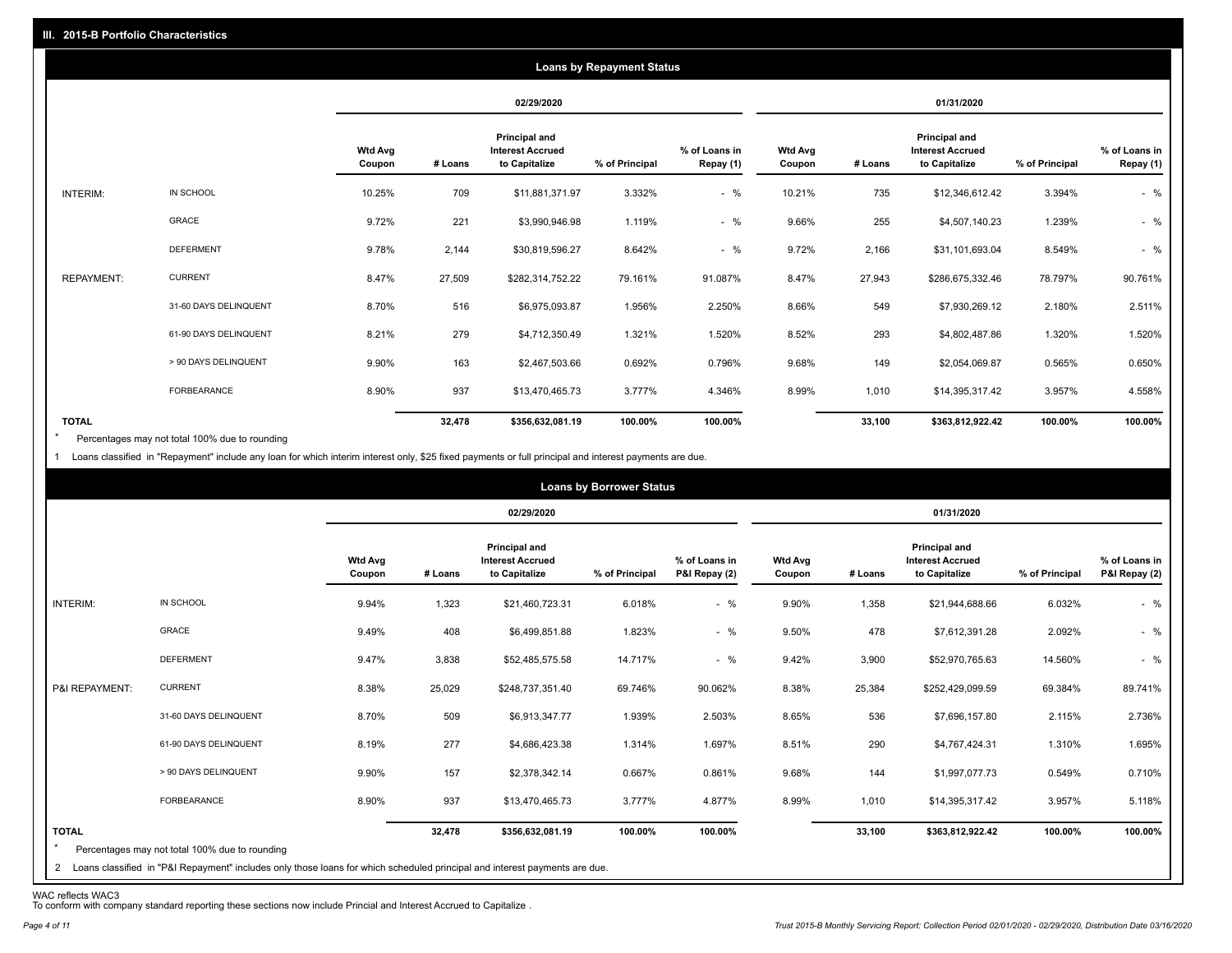## III. 2015-B Portfolio Characteristics

### Loans by Repayment Status

| | | 02/29/2020 | | | | | 01/31/2020 | | | | |
|---|---|---|---|---|---|---|---|---|---|---|---|
| | | Wtd Avg Coupon | # Loans | Principal and Interest Accrued to Capitalize | % of Principal | % of Loans in Repay (1) | Wtd Avg Coupon | # Loans | Principal and Interest Accrued to Capitalize | % of Principal | % of Loans in Repay (1) |
| INTERIM: | IN SCHOOL | 10.25% | 709 | $11,881,371.97 | 3.332% | - % | 10.21% | 735 | $12,346,612.42 | 3.394% | - % |
| | GRACE | 9.72% | 221 | $3,990,946.98 | 1.119% | - % | 9.66% | 255 | $4,507,140.23 | 1.239% | - % |
| | DEFERMENT | 9.78% | 2,144 | $30,819,596.27 | 8.642% | - % | 9.72% | 2,166 | $31,101,693.04 | 8.549% | - % |
| REPAYMENT: | CURRENT | 8.47% | 27,509 | $282,314,752.22 | 79.161% | 91.087% | 8.47% | 27,943 | $286,675,332.46 | 78.797% | 90.761% |
| | 31-60 DAYS DELINQUENT | 8.70% | 516 | $6,975,093.87 | 1.956% | 2.250% | 8.66% | 549 | $7,930,269.12 | 2.180% | 2.511% |
| | 61-90 DAYS DELINQUENT | 8.21% | 279 | $4,712,350.49 | 1.321% | 1.520% | 8.52% | 293 | $4,802,487.86 | 1.320% | 1.520% |
| | > 90 DAYS DELINQUENT | 9.90% | 163 | $2,467,503.66 | 0.692% | 0.796% | 9.68% | 149 | $2,054,069.87 | 0.565% | 0.650% |
| | FORBEARANCE | 8.90% | 937 | $13,470,465.73 | 3.777% | 4.346% | 8.99% | 1,010 | $14,395,317.42 | 3.957% | 4.558% |
| **TOTAL** | | | **32,478** | **$356,632,081.19** | **100.00%** | **100.00%** | | **33,100** | **$363,812,922.42** | **100.00%** | **100.00%** |

\* Percentages may not total 100% due to rounding

1 Loans classified in "Repayment" include any loan for which interim interest only, $25 fixed payments or full principal and interest payments are due.

### Loans by Borrower Status

| | | 02/29/2020 | | | | | 01/31/2020 | | | | |
|---|---|---|---|---|---|---|---|---|---|---|---|
| | | Wtd Avg Coupon | # Loans | Principal and Interest Accrued to Capitalize | % of Principal | % of Loans in P&I Repay (2) | Wtd Avg Coupon | # Loans | Principal and Interest Accrued to Capitalize | % of Principal | % of Loans in P&I Repay (2) |
| INTERIM: | IN SCHOOL | 9.94% | 1,323 | $21,460,723.31 | 6.018% | - % | 9.90% | 1,358 | $21,944,688.66 | 6.032% | - % |
| | GRACE | 9.49% | 408 | $6,499,851.88 | 1.823% | - % | 9.50% | 478 | $7,612,391.28 | 2.092% | - % |
| | DEFERMENT | 9.47% | 3,838 | $52,485,575.58 | 14.717% | - % | 9.42% | 3,900 | $52,970,765.63 | 14.560% | - % |
| P&I REPAYMENT: | CURRENT | 8.38% | 25,029 | $248,737,351.40 | 69.746% | 90.062% | 8.38% | 25,384 | $252,429,099.59 | 69.384% | 89.741% |
| | 31-60 DAYS DELINQUENT | 8.70% | 509 | $6,913,347.77 | 1.939% | 2.503% | 8.65% | 536 | $7,696,157.80 | 2.115% | 2.736% |
| | 61-90 DAYS DELINQUENT | 8.19% | 277 | $4,686,423.38 | 1.314% | 1.697% | 8.51% | 290 | $4,767,424.31 | 1.310% | 1.695% |
| | > 90 DAYS DELINQUENT | 9.90% | 157 | $2,378,342.14 | 0.667% | 0.861% | 9.68% | 144 | $1,997,077.73 | 0.549% | 0.710% |
| | FORBEARANCE | 8.90% | 937 | $13,470,465.73 | 3.777% | 4.877% | 8.99% | 1,010 | $14,395,317.42 | 3.957% | 5.118% |
| **TOTAL** | | | **32,478** | **$356,632,081.19** | **100.00%** | **100.00%** | | **33,100** | **$363,812,922.42** | **100.00%** | **100.00%** |

\* Percentages may not total 100% due to rounding

2 Loans classified in "P&I Repayment" includes only those loans for which scheduled principal and interest payments are due.

WAC reflects WAC3

To conform with company standard reporting these sections now include Princial and Interest Accrued to Capitalize .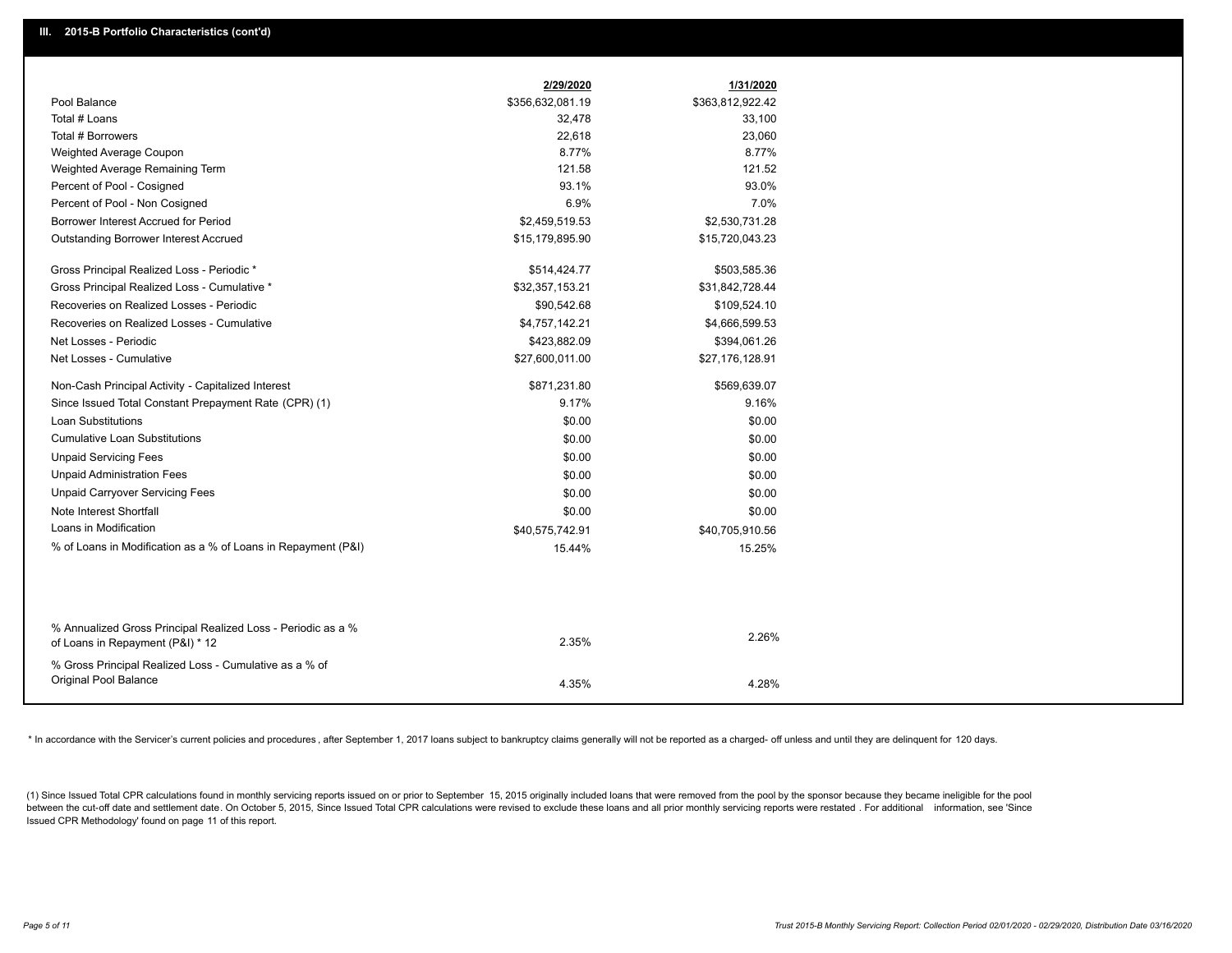## III. 2015-B Portfolio Characteristics (cont'd)

| | 2/29/2020 | 1/31/2020 |
|---|---|---|
| Pool Balance | $356,632,081.19 | $363,812,922.42 |
| Total # Loans | 32,478 | 33,100 |
| Total # Borrowers | 22,618 | 23,060 |
| Weighted Average Coupon | 8.77% | 8.77% |
| Weighted Average Remaining Term | 121.58 | 121.52 |
| Percent of Pool - Cosigned | 93.1% | 93.0% |
| Percent of Pool - Non Cosigned | 6.9% | 7.0% |
| Borrower Interest Accrued for Period | $2,459,519.53 | $2,530,731.28 |
| Outstanding Borrower Interest Accrued | $15,179,895.90 | $15,720,043.23 |
| Gross Principal Realized Loss - Periodic * | $514,424.77 | $503,585.36 |
| Gross Principal Realized Loss - Cumulative * | $32,357,153.21 | $31,842,728.44 |
| Recoveries on Realized Losses - Periodic | $90,542.68 | $109,524.10 |
| Recoveries on Realized Losses - Cumulative | $4,757,142.21 | $4,666,599.53 |
| Net Losses - Periodic | $423,882.09 | $394,061.26 |
| Net Losses - Cumulative | $27,600,011.00 | $27,176,128.91 |
| Non-Cash Principal Activity - Capitalized Interest | $871,231.80 | $569,639.07 |
| Since Issued Total Constant Prepayment Rate (CPR) (1) | 9.17% | 9.16% |
| Loan Substitutions | $0.00 | $0.00 |
| Cumulative Loan Substitutions | $0.00 | $0.00 |
| Unpaid Servicing Fees | $0.00 | $0.00 |
| Unpaid Administration Fees | $0.00 | $0.00 |
| Unpaid Carryover Servicing Fees | $0.00 | $0.00 |
| Note Interest Shortfall | $0.00 | $0.00 |
| Loans in Modification | $40,575,742.91 | $40,705,910.56 |
| % of Loans in Modification as a % of Loans in Repayment (P&I) | 15.44% | 15.25% |
| % Annualized Gross Principal Realized Loss - Periodic as a % of Loans in Repayment (P&I) * 12 | 2.35% | 2.26% |
| % Gross Principal Realized Loss - Cumulative as a % of Original Pool Balance | 4.35% | 4.28% |

* In accordance with the Servicer's current policies and procedures, after September 1, 2017 loans subject to bankruptcy claims generally will not be reported as a charged- off unless and until they are delinquent for 120 days.

(1) Since Issued Total CPR calculations found in monthly servicing reports issued on or prior to September 15, 2015 originally included loans that were removed from the pool by the sponsor because they became ineligible for the pool between the cut-off date and settlement date. On October 5, 2015, Since Issued Total CPR calculations were revised to exclude these loans and all prior monthly servicing reports were restated . For additional information, see 'Since Issued CPR Methodology' found on page 11 of this report.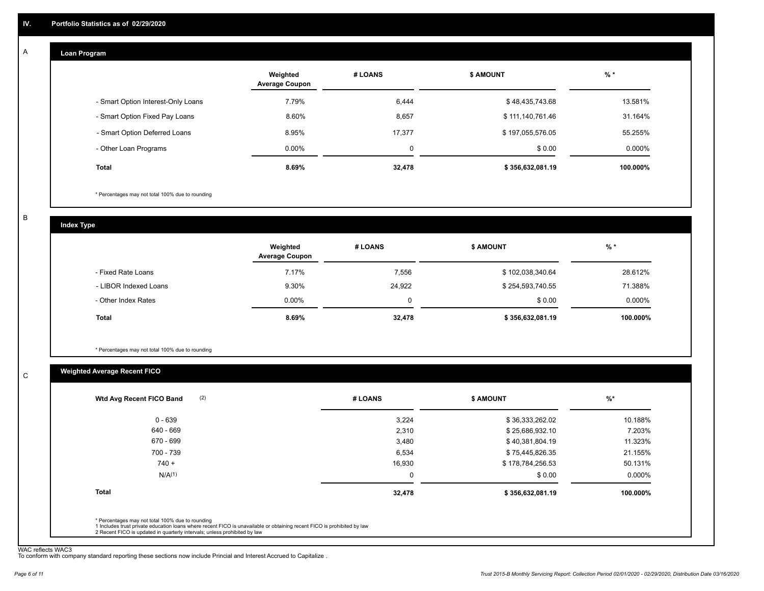## IV. Portfolio Statistics as of 02/29/2020

### A Loan Program

| | Weighted Average Coupon | # LOANS | $ AMOUNT | % * |
|---|---|---|---|---|
| - Smart Option Interest-Only Loans | 7.79% | 6,444 | $ 48,435,743.68 | 13.581% |
| - Smart Option Fixed Pay Loans | 8.60% | 8,657 | $ 111,140,761.46 | 31.164% |
| - Smart Option Deferred Loans | 8.95% | 17,377 | $ 197,055,576.05 | 55.255% |
| - Other Loan Programs | 0.00% | 0 | $ 0.00 | 0.000% |
| **Total** | **8.69%** | **32,478** | **$ 356,632,081.19** | **100.000%** |

\* Percentages may not total 100% due to rounding

### B Index Type

| | Weighted Average Coupon | # LOANS | $ AMOUNT | % * |
|---|---|---|---|---|
| - Fixed Rate Loans | 7.17% | 7,556 | $ 102,038,340.64 | 28.612% |
| - LIBOR Indexed Loans | 9.30% | 24,922 | $ 254,593,740.55 | 71.388% |
| - Other Index Rates | 0.00% | 0 | $ 0.00 | 0.000% |
| **Total** | **8.69%** | **32,478** | **$ 356,632,081.19** | **100.000%** |

\* Percentages may not total 100% due to rounding

### C Weighted Average Recent FICO

| Wtd Avg Recent FICO Band (2) | # LOANS | $ AMOUNT | %* |
|---|---|---|---|
| 0 - 639 | 3,224 | $ 36,333,262.02 | 10.188% |
| 640 - 669 | 2,310 | $ 25,686,932.10 | 7.203% |
| 670 - 699 | 3,480 | $ 40,381,804.19 | 11.323% |
| 700 - 739 | 6,534 | $ 75,445,826.35 | 21.155% |
| 740 + | 16,930 | $ 178,784,256.53 | 50.131% |
| N/A(1) | 0 | $ 0.00 | 0.000% |
| **Total** | **32,478** | **$ 356,632,081.19** | **100.000%** |

\* Percentages may not total 100% due to rounding
1 Includes trust private education loans where recent FICO is unavailable or obtaining recent FICO is prohibited by law
2 Recent FICO is updated in quarterly intervals; unless prohibited by law

WAC reflects WAC3
To conform with company standard reporting these sections now include Princial and Interest Accrued to Capitalize .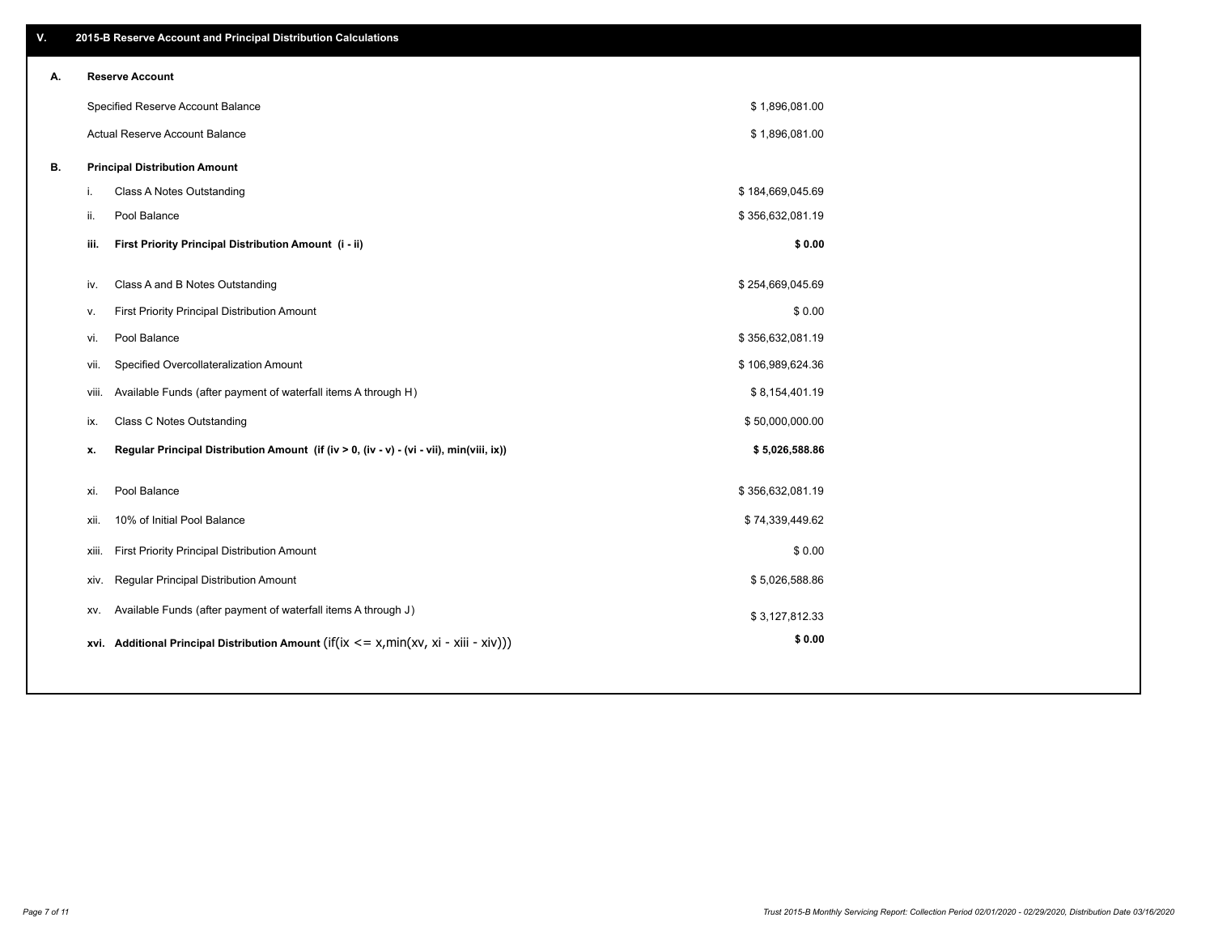## V. 2015-B Reserve Account and Principal Distribution Calculations

### A. Reserve Account

| | |
|---|---|
| Specified Reserve Account Balance | $ 1,896,081.00 |
| Actual Reserve Account Balance | $ 1,896,081.00 |

### B. Principal Distribution Amount

| | | |
|---|---|---|
| i. | Class A Notes Outstanding | $ 184,669,045.69 |
| ii. | Pool Balance | $ 356,632,081.19 |
| **iii.** | **First Priority Principal Distribution Amount (i - ii)** | **$ 0.00** |
| iv. | Class A and B Notes Outstanding | $ 254,669,045.69 |
| v. | First Priority Principal Distribution Amount | $ 0.00 |
| vi. | Pool Balance | $ 356,632,081.19 |
| vii. | Specified Overcollateralization Amount | $ 106,989,624.36 |
| viii. | Available Funds (after payment of waterfall items A through H) | $ 8,154,401.19 |
| ix. | Class C Notes Outstanding | $ 50,000,000.00 |
| **x.** | **Regular Principal Distribution Amount (if (iv > 0, (iv - v) - (vi - vii), min(viii, ix))** | **$ 5,026,588.86** |
| xi. | Pool Balance | $ 356,632,081.19 |
| xii. | 10% of Initial Pool Balance | $ 74,339,449.62 |
| xiii. | First Priority Principal Distribution Amount | $ 0.00 |
| xiv. | Regular Principal Distribution Amount | $ 5,026,588.86 |
| xv. | Available Funds (after payment of waterfall items A through J) | $ 3,127,812.33 |
| **xvi.** | **Additional Principal Distribution Amount** (if(ix <= x,min(xv, xi - xiii - xiv))) | **$ 0.00** |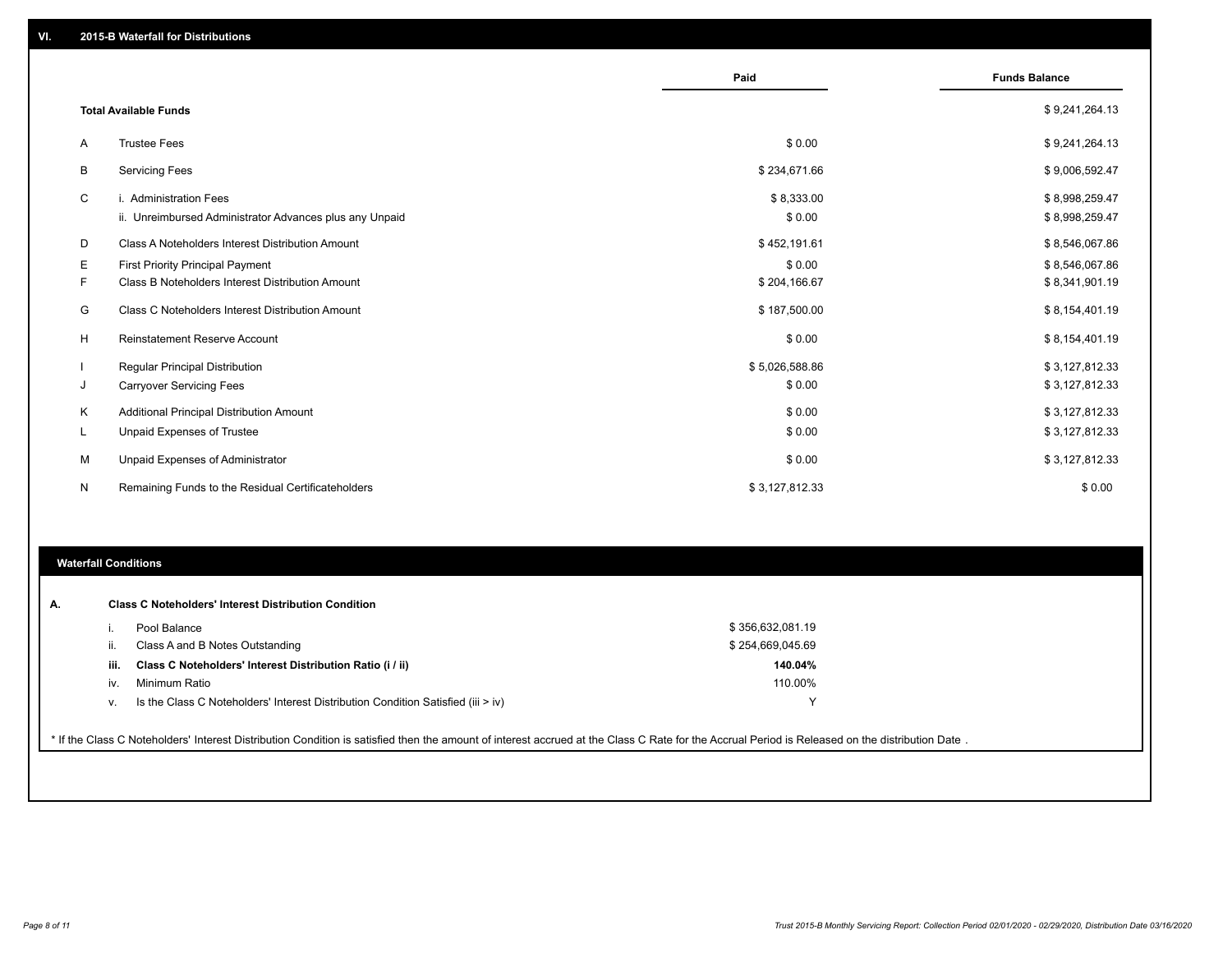## VI. 2015-B Waterfall for Distributions

| | | Paid | Funds Balance |
|---|---|---|---|
| | **Total Available Funds** | | $ 9,241,264.13 |
| A | Trustee Fees | $ 0.00 | $ 9,241,264.13 |
| B | Servicing Fees | $ 234,671.66 | $ 9,006,592.47 |
| C | i. Administration Fees | $ 8,333.00 | $ 8,998,259.47 |
| | ii. Unreimbursed Administrator Advances plus any Unpaid | $ 0.00 | $ 8,998,259.47 |
| D | Class A Noteholders Interest Distribution Amount | $ 452,191.61 | $ 8,546,067.86 |
| E | First Priority Principal Payment | $ 0.00 | $ 8,546,067.86 |
| F | Class B Noteholders Interest Distribution Amount | $ 204,166.67 | $ 8,341,901.19 |
| G | Class C Noteholders Interest Distribution Amount | $ 187,500.00 | $ 8,154,401.19 |
| H | Reinstatement Reserve Account | $ 0.00 | $ 8,154,401.19 |
| I | Regular Principal Distribution | $ 5,026,588.86 | $ 3,127,812.33 |
| J | Carryover Servicing Fees | $ 0.00 | $ 3,127,812.33 |
| K | Additional Principal Distribution Amount | $ 0.00 | $ 3,127,812.33 |
| L | Unpaid Expenses of Trustee | $ 0.00 | $ 3,127,812.33 |
| M | Unpaid Expenses of Administrator | $ 0.00 | $ 3,127,812.33 |
| N | Remaining Funds to the Residual Certificateholders | $ 3,127,812.33 | $ 0.00 |

### Waterfall Conditions

**A. Class C Noteholders' Interest Distribution Condition**

| | | |
|---|---|---|
| i. | Pool Balance | $ 356,632,081.19 |
| ii. | Class A and B Notes Outstanding | $ 254,669,045.69 |
| **iii.** | **Class C Noteholders' Interest Distribution Ratio (i / ii)** | **140.04%** |
| iv. | Minimum Ratio | 110.00% |
| v. | Is the Class C Noteholders' Interest Distribution Condition Satisfied (iii > iv) | Y |

* If the Class C Noteholders' Interest Distribution Condition is satisfied then the amount of interest accrued at the Class C Rate for the Accrual Period is Released on the distribution Date .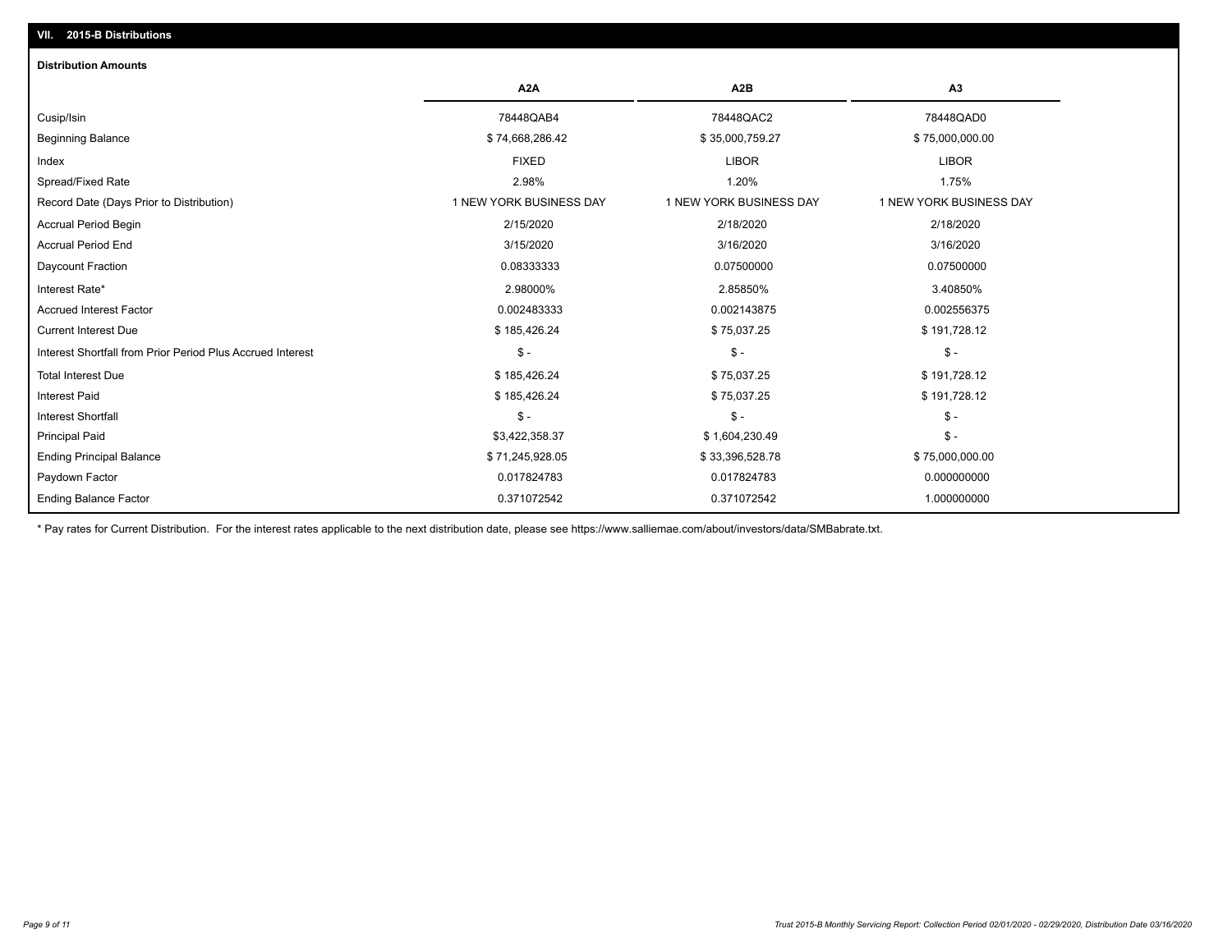## VII. 2015-B Distributions

### Distribution Amounts

| | A2A | A2B | A3 |
|---|---|---|---|
| Cusip/Isin | 78448QAB4 | 78448QAC2 | 78448QAD0 |
| Beginning Balance | $ 74,668,286.42 | $ 35,000,759.27 | $ 75,000,000.00 |
| Index | FIXED | LIBOR | LIBOR |
| Spread/Fixed Rate | 2.98% | 1.20% | 1.75% |
| Record Date (Days Prior to Distribution) | 1 NEW YORK BUSINESS DAY | 1 NEW YORK BUSINESS DAY | 1 NEW YORK BUSINESS DAY |
| Accrual Period Begin | 2/15/2020 | 2/18/2020 | 2/18/2020 |
| Accrual Period End | 3/15/2020 | 3/16/2020 | 3/16/2020 |
| Daycount Fraction | 0.08333333 | 0.07500000 | 0.07500000 |
| Interest Rate* | 2.98000% | 2.85850% | 3.40850% |
| Accrued Interest Factor | 0.002483333 | 0.002143875 | 0.002556375 |
| Current Interest Due | $ 185,426.24 | $ 75,037.25 | $ 191,728.12 |
| Interest Shortfall from Prior Period Plus Accrued Interest | $ - | $ - | $ - |
| Total Interest Due | $ 185,426.24 | $ 75,037.25 | $ 191,728.12 |
| Interest Paid | $ 185,426.24 | $ 75,037.25 | $ 191,728.12 |
| Interest Shortfall | $ - | $ - | $ - |
| Principal Paid | $3,422,358.37 | $ 1,604,230.49 | $ - |
| Ending Principal Balance | $ 71,245,928.05 | $ 33,396,528.78 | $ 75,000,000.00 |
| Paydown Factor | 0.017824783 | 0.017824783 | 0.000000000 |
| Ending Balance Factor | 0.371072542 | 0.371072542 | 1.000000000 |

* Pay rates for Current Distribution. For the interest rates applicable to the next distribution date, please see https://www.salliemae.com/about/investors/data/SMBabrate.txt.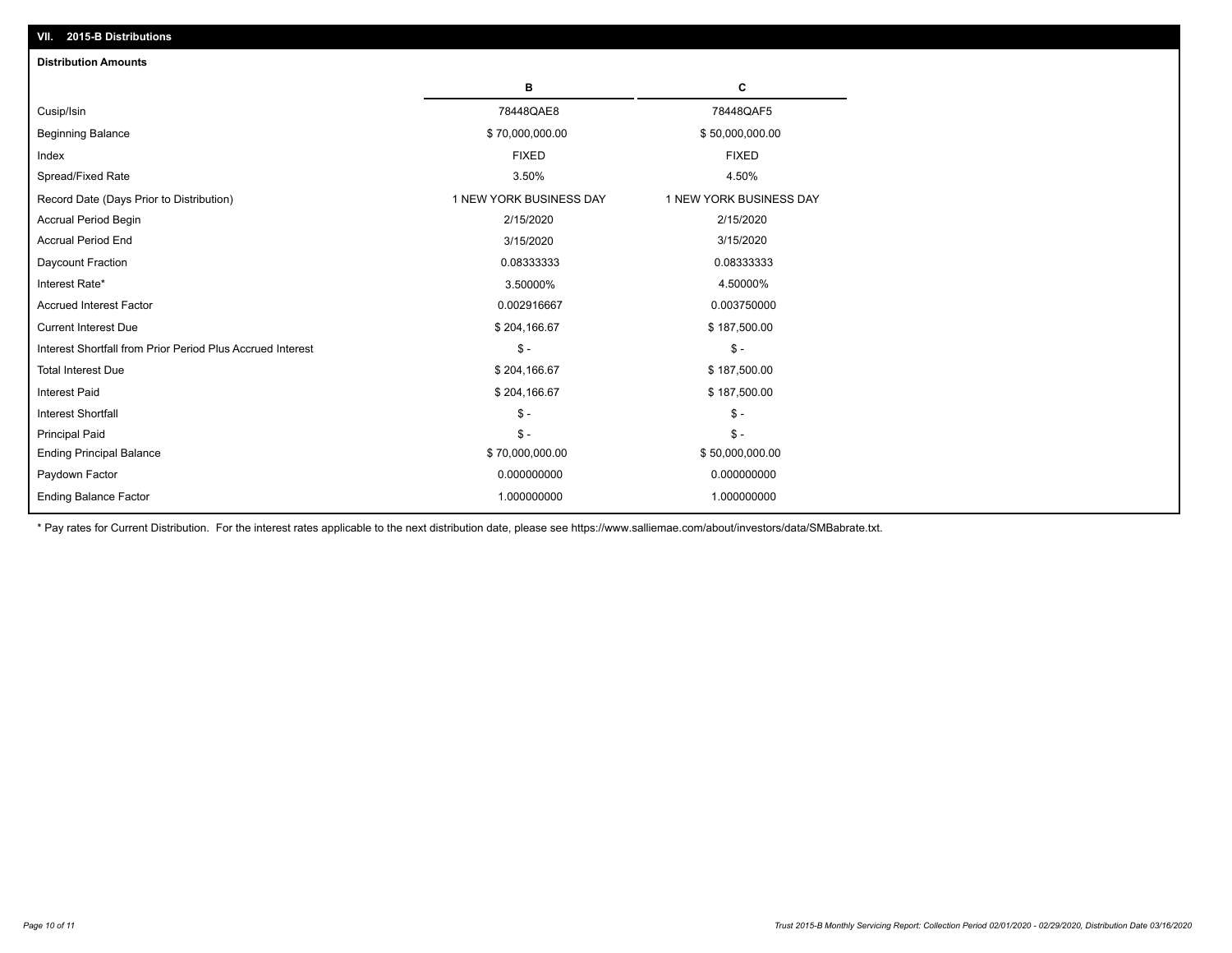## VII. 2015-B Distributions

### Distribution Amounts

| | B | C |
|---|---|---|
| Cusip/Isin | 78448QAE8 | 78448QAF5 |
| Beginning Balance | $ 70,000,000.00 | $ 50,000,000.00 |
| Index | FIXED | FIXED |
| Spread/Fixed Rate | 3.50% | 4.50% |
| Record Date (Days Prior to Distribution) | 1 NEW YORK BUSINESS DAY | 1 NEW YORK BUSINESS DAY |
| Accrual Period Begin | 2/15/2020 | 2/15/2020 |
| Accrual Period End | 3/15/2020 | 3/15/2020 |
| Daycount Fraction | 0.08333333 | 0.08333333 |
| Interest Rate* | 3.50000% | 4.50000% |
| Accrued Interest Factor | 0.002916667 | 0.003750000 |
| Current Interest Due | $ 204,166.67 | $ 187,500.00 |
| Interest Shortfall from Prior Period Plus Accrued Interest | $ - | $ - |
| Total Interest Due | $ 204,166.67 | $ 187,500.00 |
| Interest Paid | $ 204,166.67 | $ 187,500.00 |
| Interest Shortfall | $ - | $ - |
| Principal Paid | $ - | $ - |
| Ending Principal Balance | $ 70,000,000.00 | $ 50,000,000.00 |
| Paydown Factor | 0.000000000 | 0.000000000 |
| Ending Balance Factor | 1.000000000 | 1.000000000 |

* Pay rates for Current Distribution. For the interest rates applicable to the next distribution date, please see https://www.salliemae.com/about/investors/data/SMBabrate.txt.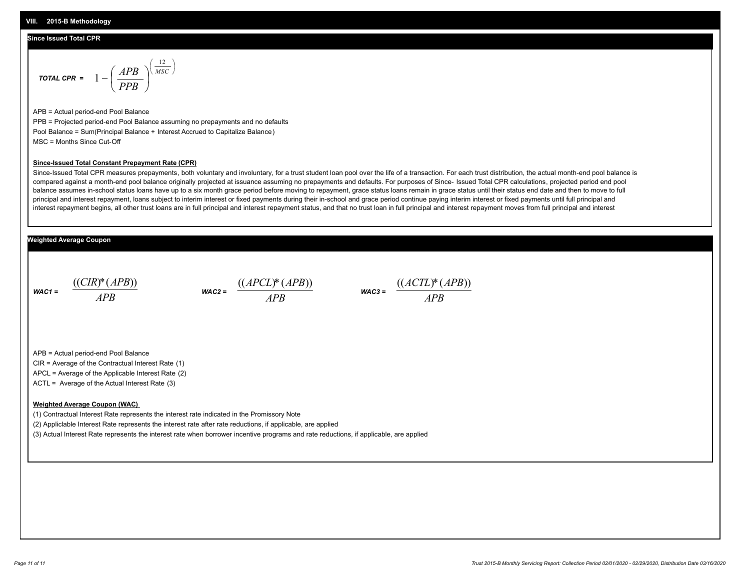## VIII. 2015-B Methodology

### Since Issued Total CPR

$$\textit{TOTAL CPR} = 1 - \left( \frac{APB}{PPB} \right)^{\left( \frac{12}{MSC} \right)}$$

APB = Actual period-end Pool Balance

PPB = Projected period-end Pool Balance assuming no prepayments and no defaults

Pool Balance = Sum(Principal Balance + Interest Accrued to Capitalize Balance)

MSC = Months Since Cut-Off

**Since-Issued Total Constant Prepayment Rate (CPR)**

Since-Issued Total CPR measures prepayments, both voluntary and involuntary, for a trust student loan pool over the life of a transaction. For each trust distribution, the actual month-end pool balance is compared against a month-end pool balance originally projected at issuance assuming no prepayments and defaults. For purposes of Since- Issued Total CPR calculations, projected period end pool balance assumes in-school status loans have up to a six month grace period before moving to repayment, grace status loans remain in grace status until their status end date and then to move to full principal and interest repayment, loans subject to interim interest or fixed payments during their in-school and grace period continue paying interim interest or fixed payments until full principal and interest repayment begins, all other trust loans are in full principal and interest repayment status, and that no trust loan in full principal and interest repayment moves from full principal and interest

### Weighted Average Coupon

$$\textit{WAC1} = \frac{((CIR)*(APB))}{APB} \qquad \textit{WAC2} = \frac{((APCL)*(APB))}{APB} \qquad \textit{WAC3} = \frac{((ACTL)*(APB))}{APB}$$

APB = Actual period-end Pool Balance

CIR = Average of the Contractual Interest Rate (1)

APCL = Average of the Applicable Interest Rate (2)

ACTL = Average of the Actual Interest Rate (3)

**Weighted Average Coupon (WAC)**

(1) Contractual Interest Rate represents the interest rate indicated in the Promissory Note

(2) Appliclable Interest Rate represents the interest rate after rate reductions, if applicable, are applied

(3) Actual Interest Rate represents the interest rate when borrower incentive programs and rate reductions, if applicable, are applied